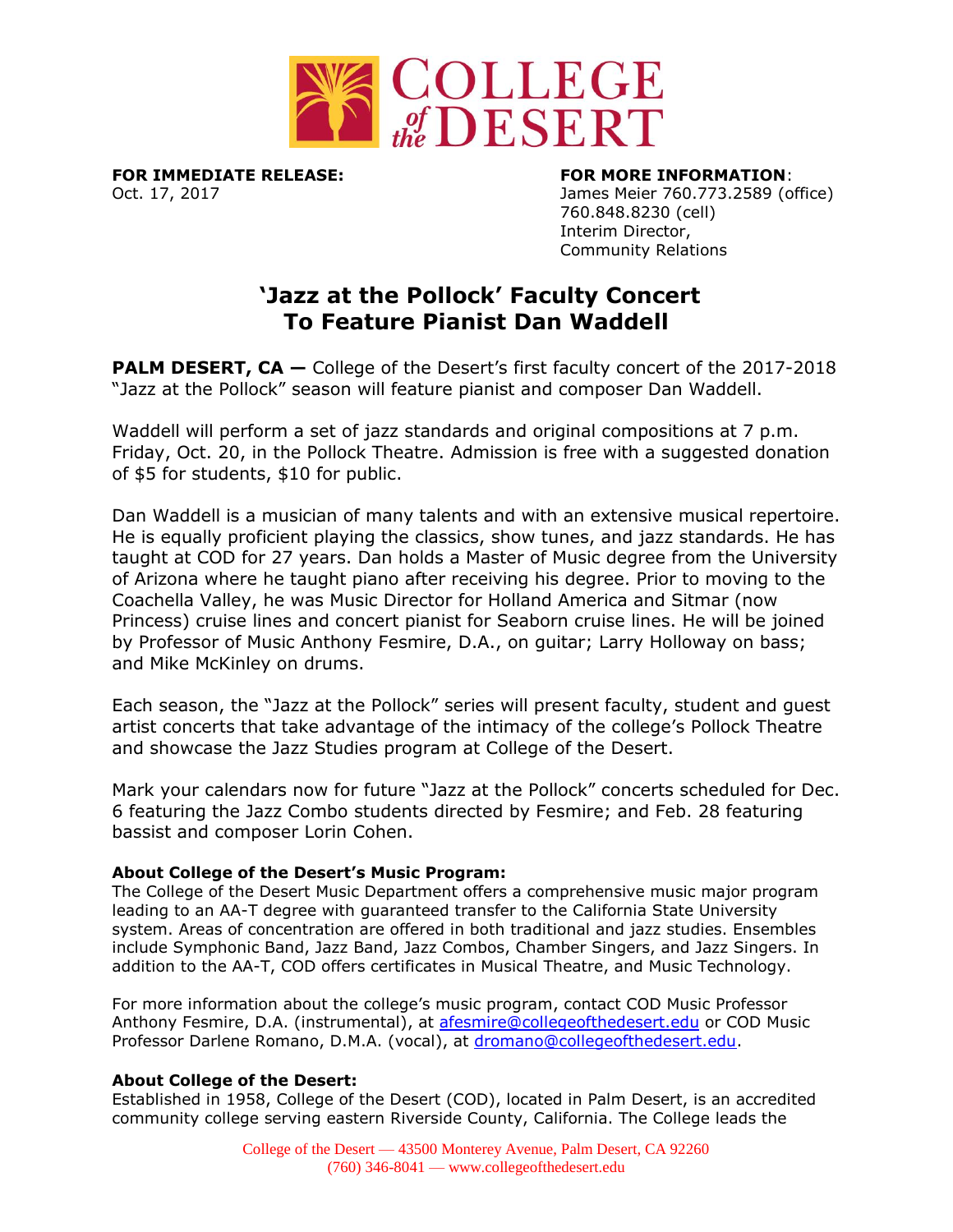**FOR IMMEDIATE RELEASE:**
Oct. 17, 2017

**FOR MORE INFORMATION**:
James Meier 760.773.2589 (office)
760.848.8230 (cell)
Interim Director,
Community Relations

# 'Jazz at the Pollock' Faculty Concert To Feature Pianist Dan Waddell

**PALM DESERT, CA —** College of the Desert's first faculty concert of the 2017-2018 "Jazz at the Pollock" season will feature pianist and composer Dan Waddell.

Waddell will perform a set of jazz standards and original compositions at 7 p.m. Friday, Oct. 20, in the Pollock Theatre. Admission is free with a suggested donation of $5 for students, $10 for public.

Dan Waddell is a musician of many talents and with an extensive musical repertoire. He is equally proficient playing the classics, show tunes, and jazz standards. He has taught at COD for 27 years. Dan holds a Master of Music degree from the University of Arizona where he taught piano after receiving his degree. Prior to moving to the Coachella Valley, he was Music Director for Holland America and Sitmar (now Princess) cruise lines and concert pianist for Seaborn cruise lines. He will be joined by Professor of Music Anthony Fesmire, D.A., on guitar; Larry Holloway on bass; and Mike McKinley on drums.

Each season, the "Jazz at the Pollock" series will present faculty, student and guest artist concerts that take advantage of the intimacy of the college's Pollock Theatre and showcase the Jazz Studies program at College of the Desert.

Mark your calendars now for future "Jazz at the Pollock" concerts scheduled for Dec. 6 featuring the Jazz Combo students directed by Fesmire; and Feb. 28 featuring bassist and composer Lorin Cohen.

**About College of the Desert's Music Program:**
The College of the Desert Music Department offers a comprehensive music major program leading to an AA-T degree with guaranteed transfer to the California State University system. Areas of concentration are offered in both traditional and jazz studies. Ensembles include Symphonic Band, Jazz Band, Jazz Combos, Chamber Singers, and Jazz Singers. In addition to the AA-T, COD offers certificates in Musical Theatre, and Music Technology.

For more information about the college's music program, contact COD Music Professor Anthony Fesmire, D.A. (instrumental), at afesmire@collegeofthedesert.edu or COD Music Professor Darlene Romano, D.M.A. (vocal), at dromano@collegeofthedesert.edu.

**About College of the Desert:**
Established in 1958, College of the Desert (COD), located in Palm Desert, is an accredited community college serving eastern Riverside County, California. The College leads the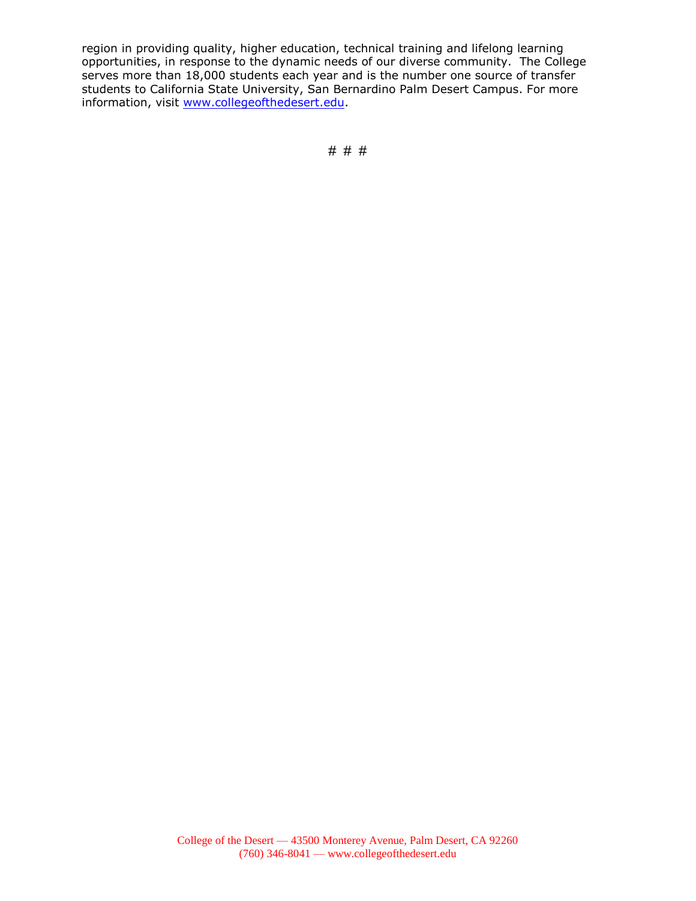region in providing quality, higher education, technical training and lifelong learning opportunities, in response to the dynamic needs of our diverse community. The College serves more than 18,000 students each year and is the number one source of transfer students to California State University, San Bernardino Palm Desert Campus. For more information, visit [www.collegeofthedesert.edu](http://www.collegeofthedesert.edu).

# # #

College of the Desert — 43500 Monterey Avenue, Palm Desert, CA 92260
(760) 346-8041 — www.collegeofthedesert.edu